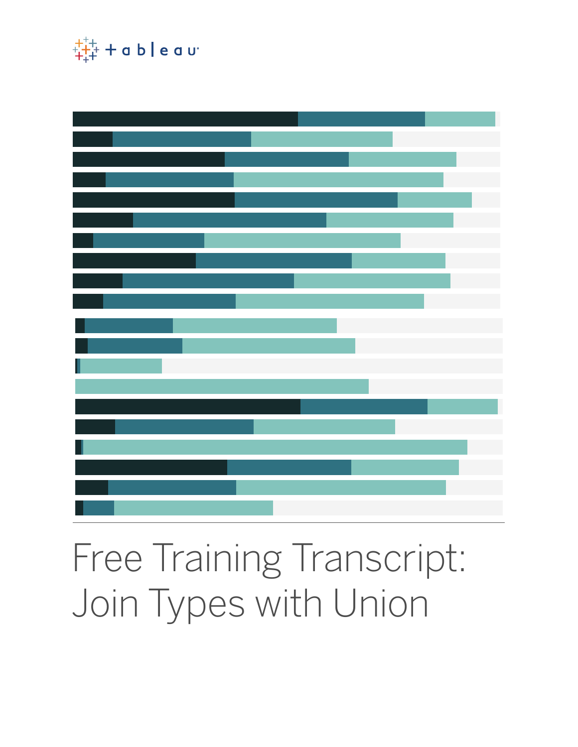# Free Training Transcript: Join Types with Union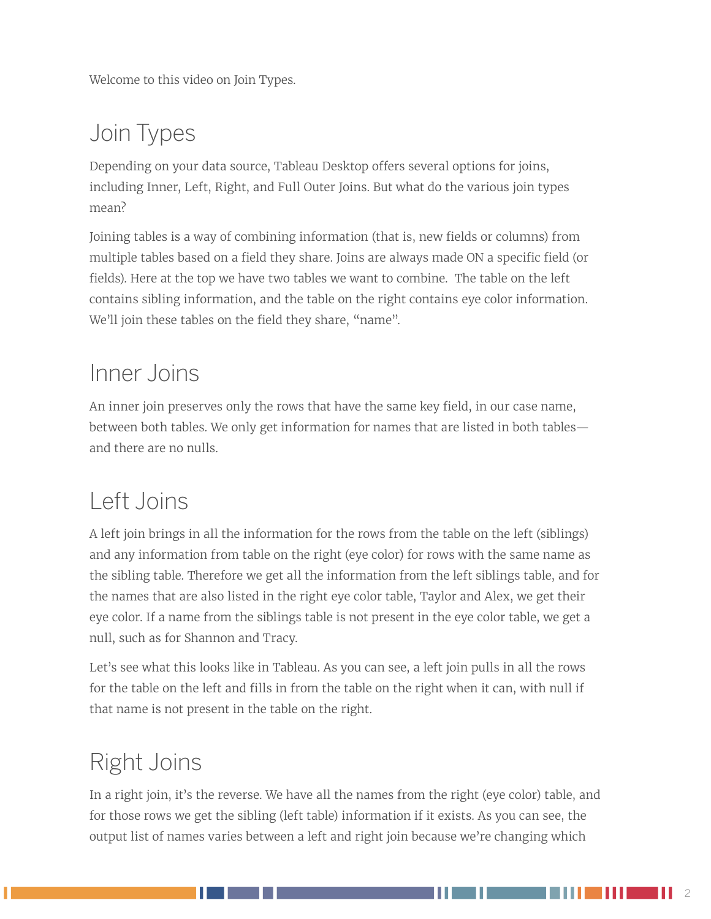Welcome to this video on Join Types.

## Join Types

Depending on your data source, Tableau Desktop offers several options for joins, including Inner, Left, Right, and Full Outer Joins. But what do the various join types mean?

Joining tables is a way of combining information (that is, new fields or columns) from multiple tables based on a field they share. Joins are always made ON a specific field (or fields). Here at the top we have two tables we want to combine. The table on the left contains sibling information, and the table on the right contains eye color information. We'll join these tables on the field they share, "name".

## Inner Joins

An inner join preserves only the rows that have the same key field, in our case name, between both tables. We only get information for names that are listed in both tables—and there are no nulls.

## Left Joins

A left join brings in all the information for the rows from the table on the left (siblings) and any information from table on the right (eye color) for rows with the same name as the sibling table. Therefore we get all the information from the left siblings table, and for the names that are also listed in the right eye color table, Taylor and Alex, we get their eye color. If a name from the siblings table is not present in the eye color table, we get a null, such as for Shannon and Tracy.

Let's see what this looks like in Tableau. As you can see, a left join pulls in all the rows for the table on the left and fills in from the table on the right when it can, with null if that name is not present in the table on the right.

## Right Joins

In a right join, it's the reverse. We have all the names from the right (eye color) table, and for those rows we get the sibling (left table) information if it exists. As you can see, the output list of names varies between a left and right join because we're changing which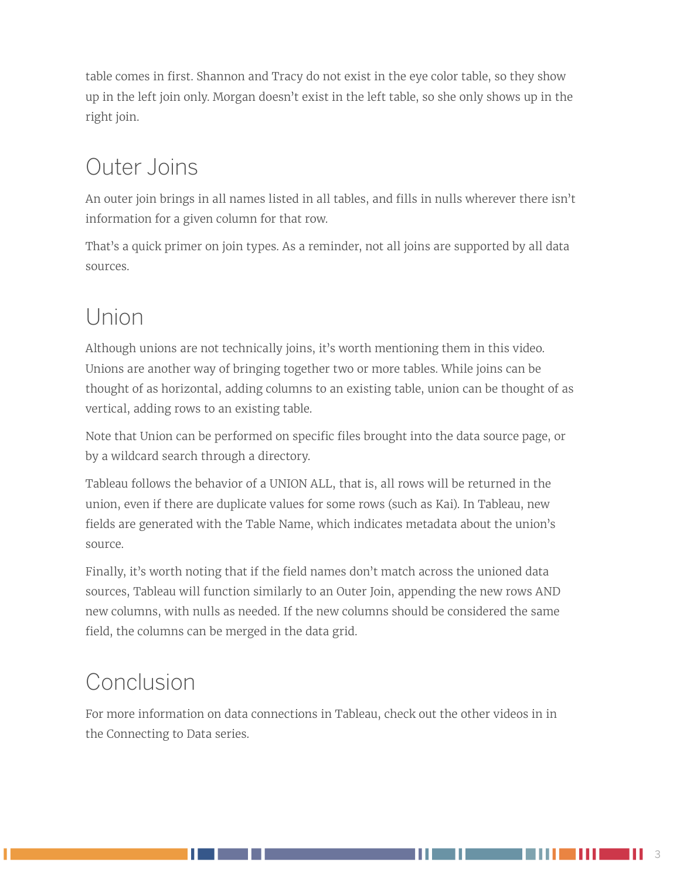table comes in first. Shannon and Tracy do not exist in the eye color table, so they show up in the left join only. Morgan doesn't exist in the left table, so she only shows up in the right join.

## Outer Joins

An outer join brings in all names listed in all tables, and fills in nulls wherever there isn't information for a given column for that row.

That's a quick primer on join types. As a reminder, not all joins are supported by all data sources.

## Union

Although unions are not technically joins, it's worth mentioning them in this video. Unions are another way of bringing together two or more tables. While joins can be thought of as horizontal, adding columns to an existing table, union can be thought of as vertical, adding rows to an existing table.

Note that Union can be performed on specific files brought into the data source page, or by a wildcard search through a directory.

Tableau follows the behavior of a UNION ALL, that is, all rows will be returned in the union, even if there are duplicate values for some rows (such as Kai). In Tableau, new fields are generated with the Table Name, which indicates metadata about the union's source.

Finally, it's worth noting that if the field names don't match across the unioned data sources, Tableau will function similarly to an Outer Join, appending the new rows AND new columns, with nulls as needed. If the new columns should be considered the same field, the columns can be merged in the data grid.

## Conclusion

For more information on data connections in Tableau, check out the other videos in in the Connecting to Data series.